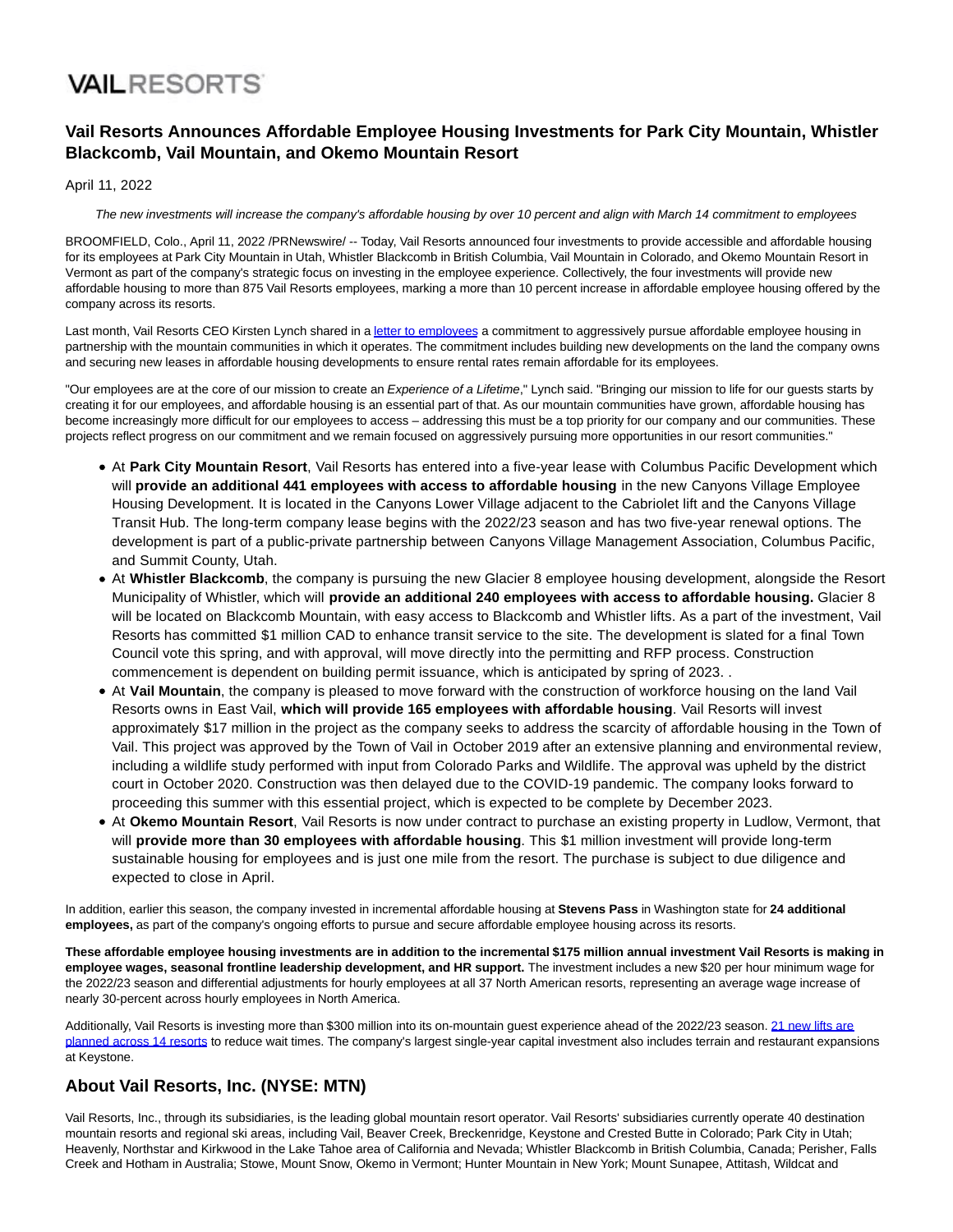VAILRESORTS

# Vail Resorts Announces Affordable Employee Housing Investments for Park City Mountain, Whistler Blackcomb, Vail Mountain, and Okemo Mountain Resort

April 11, 2022

*The new investments will increase the company's affordable housing by over 10 percent and align with March 14 commitment to employees*

BROOMFIELD, Colo., April 11, 2022 /PRNewswire/ -- Today, Vail Resorts announced four investments to provide accessible and affordable housing for its employees at Park City Mountain in Utah, Whistler Blackcomb in British Columbia, Vail Mountain in Colorado, and Okemo Mountain Resort in Vermont as part of the company's strategic focus on investing in the employee experience. Collectively, the four investments will provide new affordable housing to more than 875 Vail Resorts employees, marking a more than 10 percent increase in affordable employee housing offered by the company across its resorts.

Last month, Vail Resorts CEO Kirsten Lynch shared in a letter to employees a commitment to aggressively pursue affordable employee housing in partnership with the mountain communities in which it operates. The commitment includes building new developments on the land the company owns and securing new leases in affordable housing developments to ensure rental rates remain affordable for its employees.

"Our employees are at the core of our mission to create an *Experience of a Lifetime*," Lynch said. "Bringing our mission to life for our guests starts by creating it for our employees, and affordable housing is an essential part of that. As our mountain communities have grown, affordable housing has become increasingly more difficult for our employees to access – addressing this must be a top priority for our company and our communities. These projects reflect progress on our commitment and we remain focused on aggressively pursuing more opportunities in our resort communities."

- At **Park City Mountain Resort**, Vail Resorts has entered into a five-year lease with Columbus Pacific Development which will **provide an additional 441 employees with access to affordable housing** in the new Canyons Village Employee Housing Development. It is located in the Canyons Lower Village adjacent to the Cabriolet lift and the Canyons Village Transit Hub. The long-term company lease begins with the 2022/23 season and has two five-year renewal options. The development is part of a public-private partnership between Canyons Village Management Association, Columbus Pacific, and Summit County, Utah.
- At **Whistler Blackcomb**, the company is pursuing the new Glacier 8 employee housing development, alongside the Resort Municipality of Whistler, which will **provide an additional 240 employees with access to affordable housing.** Glacier 8 will be located on Blackcomb Mountain, with easy access to Blackcomb and Whistler lifts. As a part of the investment, Vail Resorts has committed $1 million CAD to enhance transit service to the site. The development is slated for a final Town Council vote this spring, and with approval, will move directly into the permitting and RFP process. Construction commencement is dependent on building permit issuance, which is anticipated by spring of 2023. .
- At **Vail Mountain**, the company is pleased to move forward with the construction of workforce housing on the land Vail Resorts owns in East Vail, **which will provide 165 employees with affordable housing**. Vail Resorts will invest approximately $17 million in the project as the company seeks to address the scarcity of affordable housing in the Town of Vail. This project was approved by the Town of Vail in October 2019 after an extensive planning and environmental review, including a wildlife study performed with input from Colorado Parks and Wildlife. The approval was upheld by the district court in October 2020. Construction was then delayed due to the COVID-19 pandemic. The company looks forward to proceeding this summer with this essential project, which is expected to be complete by December 2023.
- At **Okemo Mountain Resort**, Vail Resorts is now under contract to purchase an existing property in Ludlow, Vermont, that will **provide more than 30 employees with affordable housing**. This $1 million investment will provide long-term sustainable housing for employees and is just one mile from the resort. The purchase is subject to due diligence and expected to close in April.

In addition, earlier this season, the company invested in incremental affordable housing at **Stevens Pass** in Washington state for **24 additional employees,** as part of the company's ongoing efforts to pursue and secure affordable employee housing across its resorts.

**These affordable employee housing investments are in addition to the incremental $175 million annual investment Vail Resorts is making in employee wages, seasonal frontline leadership development, and HR support.** The investment includes a new $20 per hour minimum wage for the 2022/23 season and differential adjustments for hourly employees at all 37 North American resorts, representing an average wage increase of nearly 30-percent across hourly employees in North America.

Additionally, Vail Resorts is investing more than $300 million into its on-mountain guest experience ahead of the 2022/23 season. 21 new lifts are planned across 14 resorts to reduce wait times. The company's largest single-year capital investment also includes terrain and restaurant expansions at Keystone.

## About Vail Resorts, Inc. (NYSE: MTN)

Vail Resorts, Inc., through its subsidiaries, is the leading global mountain resort operator. Vail Resorts' subsidiaries currently operate 40 destination mountain resorts and regional ski areas, including Vail, Beaver Creek, Breckenridge, Keystone and Crested Butte in Colorado; Park City in Utah; Heavenly, Northstar and Kirkwood in the Lake Tahoe area of California and Nevada; Whistler Blackcomb in British Columbia, Canada; Perisher, Falls Creek and Hotham in Australia; Stowe, Mount Snow, Okemo in Vermont; Hunter Mountain in New York; Mount Sunapee, Attitash, Wildcat and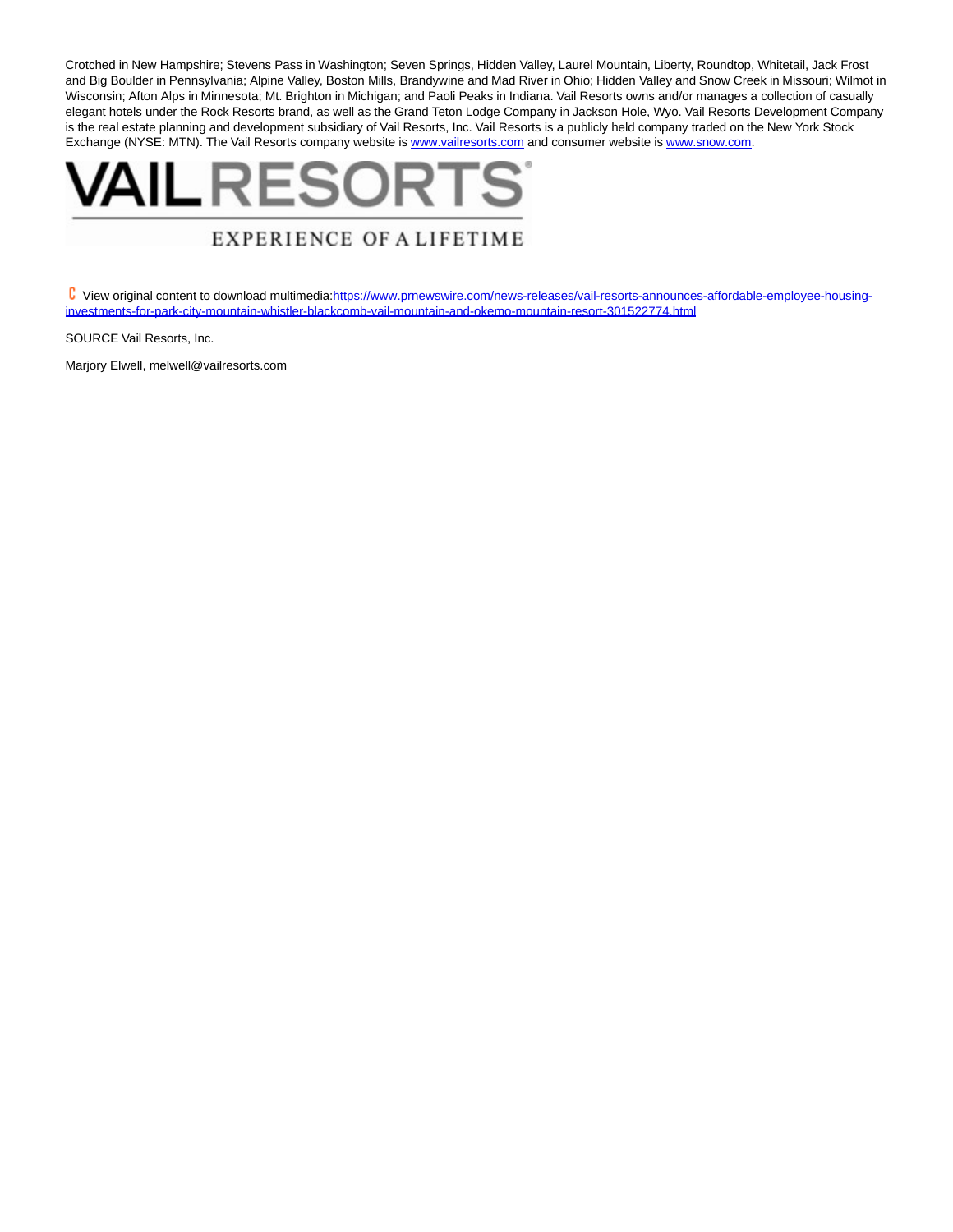Crotched in New Hampshire; Stevens Pass in Washington; Seven Springs, Hidden Valley, Laurel Mountain, Liberty, Roundtop, Whitetail, Jack Frost and Big Boulder in Pennsylvania; Alpine Valley, Boston Mills, Brandywine and Mad River in Ohio; Hidden Valley and Snow Creek in Missouri; Wilmot in Wisconsin; Afton Alps in Minnesota; Mt. Brighton in Michigan; and Paoli Peaks in Indiana. Vail Resorts owns and/or manages a collection of casually elegant hotels under the Rock Resorts brand, as well as the Grand Teton Lodge Company in Jackson Hole, Wyo. Vail Resorts Development Company is the real estate planning and development subsidiary of Vail Resorts, Inc. Vail Resorts is a publicly held company traded on the New York Stock Exchange (NYSE: MTN). The Vail Resorts company website is [www.vailresorts.com](http://www.vailresorts.com) and consumer website is [www.snow.com](http://www.snow.com).

VAIL RESORTS®

EXPERIENCE OF A LIFETIME

View original content to download multimedia:[https://www.prnewswire.com/news-releases/vail-resorts-announces-affordable-employee-housing-investments-for-park-city-mountain-whistler-blackcomb-vail-mountain-and-okemo-mountain-resort-301522774.html](https://www.prnewswire.com/news-releases/vail-resorts-announces-affordable-employee-housing-investments-for-park-city-mountain-whistler-blackcomb-vail-mountain-and-okemo-mountain-resort-301522774.html)

SOURCE Vail Resorts, Inc.

Marjory Elwell, melwell@vailresorts.com